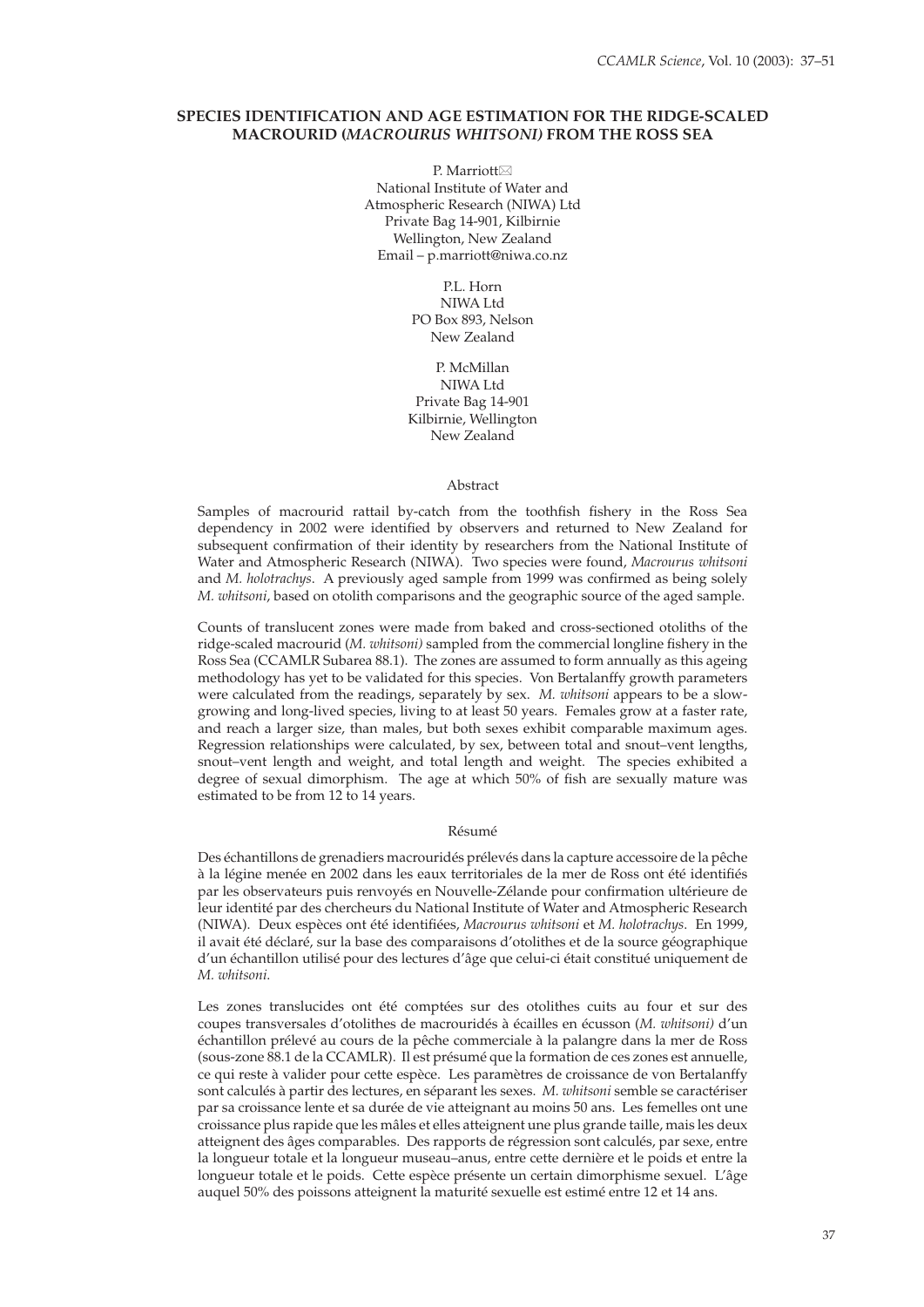# SPECIES IDENTIFICATION AND AGE ESTIMATION FOR THE RIDGE-SCALED MACROURID (*MACROURUS WHITSONI*) FROM THE ROSS SEA

P. Marriott✉
National Institute of Water and
Atmospheric Research (NIWA) Ltd
Private Bag 14-901, Kilbirnie
Wellington, New Zealand
Email – p.marriott@niwa.co.nz

P.L. Horn
NIWA Ltd
PO Box 893, Nelson
New Zealand

P. McMillan
NIWA Ltd
Private Bag 14-901
Kilbirnie, Wellington
New Zealand

## Abstract

Samples of macrourid rattail by-catch from the toothfish fishery in the Ross Sea dependency in 2002 were identified by observers and returned to New Zealand for subsequent confirmation of their identity by researchers from the National Institute of Water and Atmospheric Research (NIWA). Two species were found, *Macrourus whitsoni* and *M. holotrachys*. A previously aged sample from 1999 was confirmed as being solely *M. whitsoni*, based on otolith comparisons and the geographic source of the aged sample.

Counts of translucent zones were made from baked and cross-sectioned otoliths of the ridge-scaled macrourid (*M. whitsoni)* sampled from the commercial longline fishery in the Ross Sea (CCAMLR Subarea 88.1). The zones are assumed to form annually as this ageing methodology has yet to be validated for this species. Von Bertalanffy growth parameters were calculated from the readings, separately by sex. *M. whitsoni* appears to be a slow-growing and long-lived species, living to at least 50 years. Females grow at a faster rate, and reach a larger size, than males, but both sexes exhibit comparable maximum ages. Regression relationships were calculated, by sex, between total and snout–vent lengths, snout–vent length and weight, and total length and weight. The species exhibited a degree of sexual dimorphism. The age at which 50% of fish are sexually mature was estimated to be from 12 to 14 years.

## Résumé

Des échantillons de grenadiers macrouridés prélevés dans la capture accessoire de la pêche à la légine menée en 2002 dans les eaux territoriales de la mer de Ross ont été identifiés par les observateurs puis renvoyés en Nouvelle-Zélande pour confirmation ultérieure de leur identité par des chercheurs du National Institute of Water and Atmospheric Research (NIWA). Deux espèces ont été identifiées, *Macrourus whitsoni* et *M. holotrachys*. En 1999, il avait été déclaré, sur la base des comparaisons d'otolithes et de la source géographique d'un échantillon utilisé pour des lectures d'âge que celui-ci était constitué uniquement de *M. whitsoni*.

Les zones translucides ont été comptées sur des otolithes cuits au four et sur des coupes transversales d'otolithes de macrouridés à écailles en écusson (*M. whitsoni)* d'un échantillon prélevé au cours de la pêche commerciale à la palangre dans la mer de Ross (sous-zone 88.1 de la CCAMLR). Il est présumé que la formation de ces zones est annuelle, ce qui reste à valider pour cette espèce. Les paramètres de croissance de von Bertalanffy sont calculés à partir des lectures, en séparant les sexes. *M. whitsoni* semble se caractériser par sa croissance lente et sa durée de vie atteignant au moins 50 ans. Les femelles ont une croissance plus rapide que les mâles et elles atteignent une plus grande taille, mais les deux atteignent des âges comparables. Des rapports de régression sont calculés, par sexe, entre la longueur totale et la longueur museau–anus, entre cette dernière et le poids et entre la longueur totale et le poids. Cette espèce présente un certain dimorphisme sexuel. L'âge auquel 50% des poissons atteignent la maturité sexuelle est estimé entre 12 et 14 ans.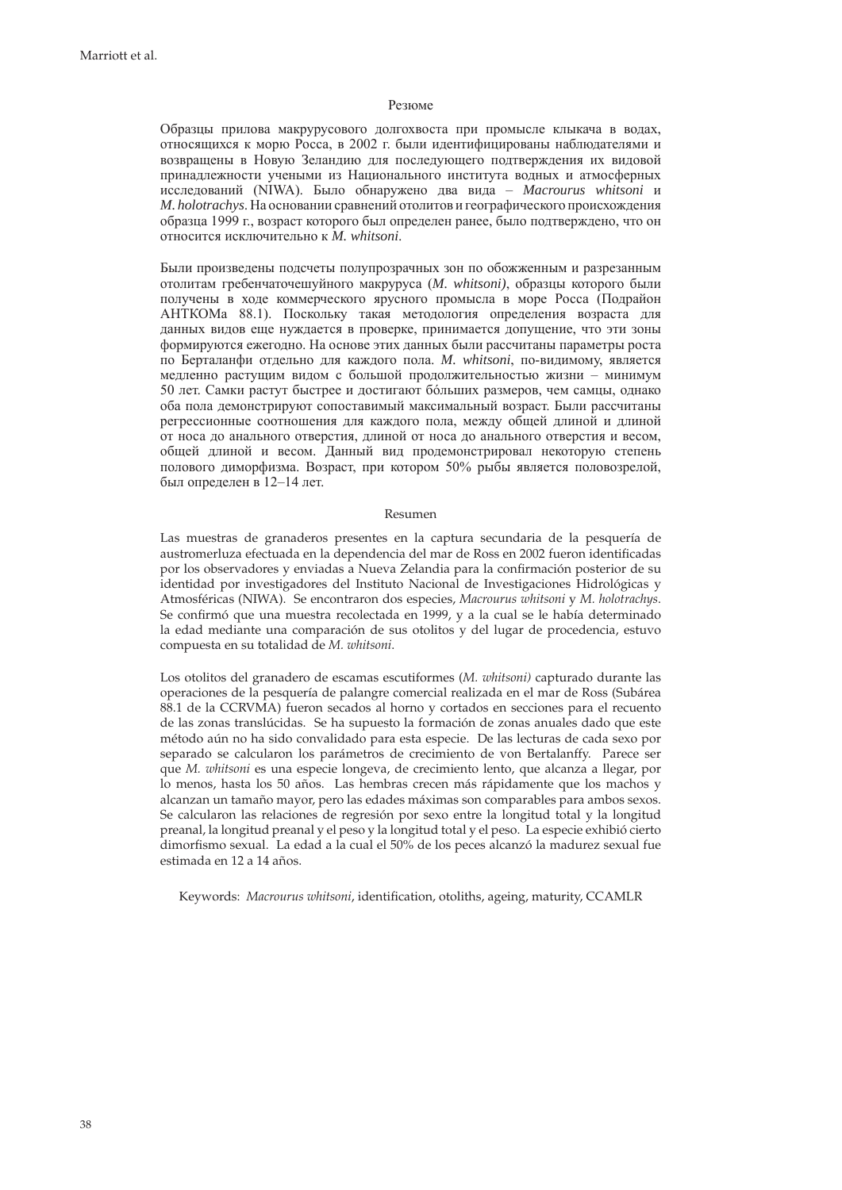## Резюме

Образцы прилова макрурусового долгохвоста при промысле клыкача в водах, относящихся к морю Росса, в 2002 г. были идентифицированы наблюдателями и возвращены в Новую Зеландию для последующего подтверждения их видовой принадлежности учеными из Национального института водных и атмосферных исследований (NIWA). Было обнаружено два вида – *Macrourus whitsoni* и *M. holotrachys*. На основании сравнений отолитов и географического происхождения образца 1999 г., возраст которого был определен ранее, было подтверждено, что он относится исключительно к *M. whitsoni*.

Были произведены подсчеты полупрозрачных зон по обожженным и разрезанным отолитам гребенчаточешуйного макруруса (*M. whitsoni)*, образцы которого были получены в ходе коммерческого ярусного промысла в море Росса (Подрайон АНТКОМа 88.1). Поскольку такая методология определения возраста для данных видов еще нуждается в проверке, принимается допущение, что эти зоны формируются ежегодно. На основе этих данных были рассчитаны параметры роста по Берталанфи отдельно для каждого пола. *M. whitsoni*, по-видимому, является медленно растущим видом с большой продолжительностью жизни – минимум 50 лет. Самки растут быстрее и достигают бóльших размеров, чем самцы, однако оба пола демонстрируют сопоставимый максимальный возраст. Были рассчитаны регрессионные соотношения для каждого пола, между общей длиной и длиной от носа до анального отверстия, длиной от носа до анального отверстия и весом, общей длиной и весом. Данный вид продемонстрировал некоторую степень полового диморфизма. Возраст, при котором 50% рыбы является половозрелой, был определен в 12–14 лет.

## Resumen

Las muestras de granaderos presentes en la captura secundaria de la pesquería de austromerluza efectuada en la dependencia del mar de Ross en 2002 fueron identificadas por los observadores y enviadas a Nueva Zelandia para la confirmación posterior de su identidad por investigadores del Instituto Nacional de Investigaciones Hidrológicas y Atmosféricas (NIWA). Se encontraron dos especies, *Macrourus whitsoni* y *M. holotrachys*. Se confirmó que una muestra recolectada en 1999, y a la cual se le había determinado la edad mediante una comparación de sus otolitos y del lugar de procedencia, estuvo compuesta en su totalidad de *M. whitsoni*.

Los otolitos del granadero de escamas escutiformes (*M. whitsoni)* capturado durante las operaciones de la pesquería de palangre comercial realizada en el mar de Ross (Subárea 88.1 de la CCRVMA) fueron secados al horno y cortados en secciones para el recuento de las zonas translúcidas. Se ha supuesto la formación de zonas anuales dado que este método aún no ha sido convalidado para esta especie. De las lecturas de cada sexo por separado se calcularon los parámetros de crecimiento de von Bertalanffy. Parece ser que *M. whitsoni* es una especie longeva, de crecimiento lento, que alcanza a llegar, por lo menos, hasta los 50 años. Las hembras crecen más rápidamente que los machos y alcanzan un tamaño mayor, pero las edades máximas son comparables para ambos sexos. Se calcularon las relaciones de regresión por sexo entre la longitud total y la longitud preanal, la longitud preanal y el peso y la longitud total y el peso. La especie exhibió cierto dimorfismo sexual. La edad a la cual el 50% de los peces alcanzó la madurez sexual fue estimada en 12 a 14 años.

Keywords: *Macrourus whitsoni*, identification, otoliths, ageing, maturity, CCAMLR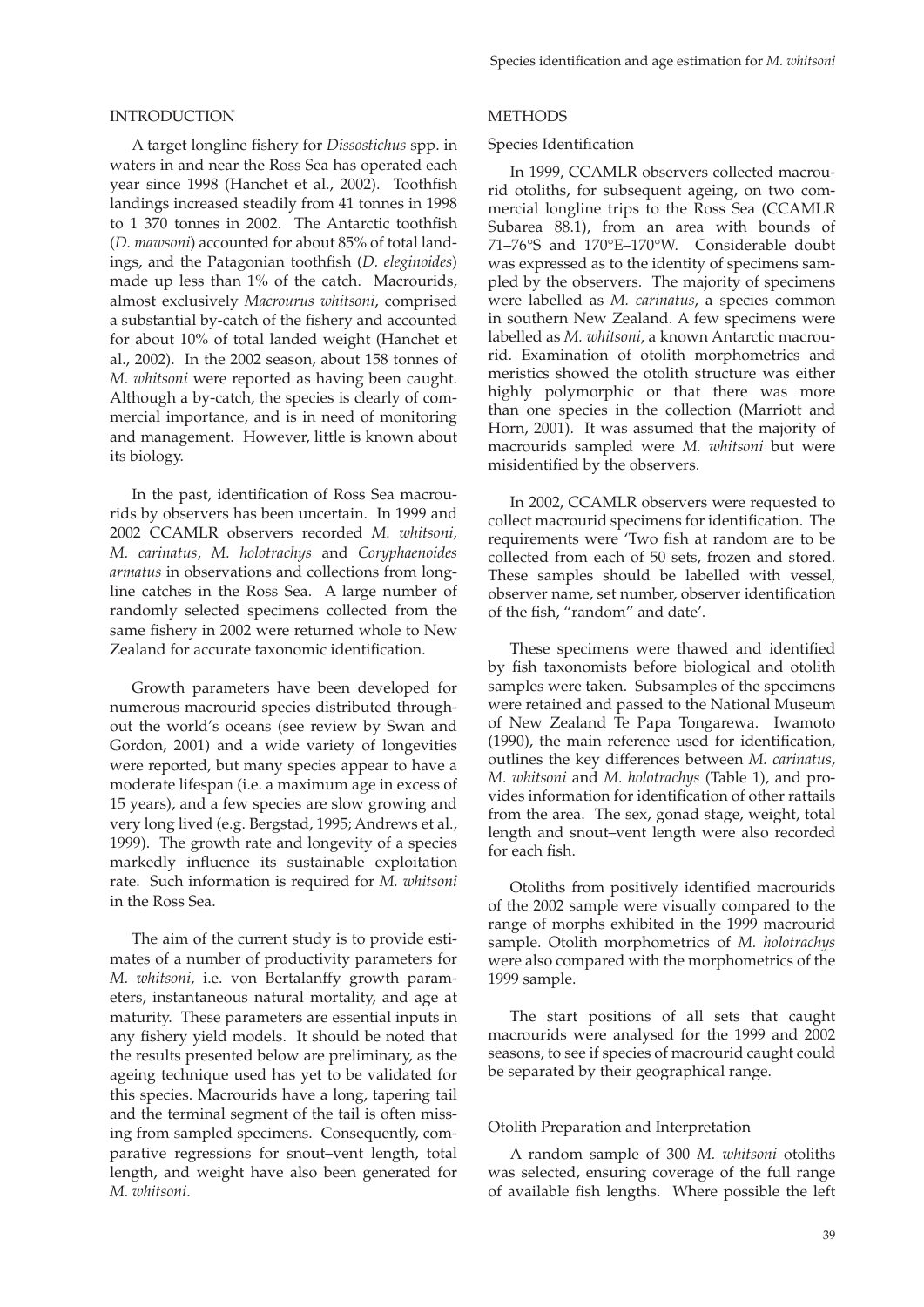## INTRODUCTION

A target longline fishery for *Dissostichus* spp. in waters in and near the Ross Sea has operated each year since 1998 (Hanchet et al., 2002). Toothfish landings increased steadily from 41 tonnes in 1998 to 1 370 tonnes in 2002. The Antarctic toothfish (*D. mawsoni*) accounted for about 85% of total landings, and the Patagonian toothfish (*D. eleginoides*) made up less than 1% of the catch. Macrourids, almost exclusively *Macrourus whitsoni*, comprised a substantial by-catch of the fishery and accounted for about 10% of total landed weight (Hanchet et al., 2002). In the 2002 season, about 158 tonnes of *M. whitsoni* were reported as having been caught. Although a by-catch, the species is clearly of commercial importance, and is in need of monitoring and management. However, little is known about its biology.

In the past, identification of Ross Sea macrourids by observers has been uncertain. In 1999 and 2002 CCAMLR observers recorded *M. whitsoni, M. carinatus*, *M. holotrachys* and *Coryphaenoides armatus* in observations and collections from longline catches in the Ross Sea. A large number of randomly selected specimens collected from the same fishery in 2002 were returned whole to New Zealand for accurate taxonomic identification.

Growth parameters have been developed for numerous macrourid species distributed throughout the world's oceans (see review by Swan and Gordon, 2001) and a wide variety of longevities were reported, but many species appear to have a moderate lifespan (i.e. a maximum age in excess of 15 years), and a few species are slow growing and very long lived (e.g. Bergstad, 1995; Andrews et al., 1999). The growth rate and longevity of a species markedly influence its sustainable exploitation rate. Such information is required for *M. whitsoni* in the Ross Sea.

The aim of the current study is to provide estimates of a number of productivity parameters for *M. whitsoni*, i.e. von Bertalanffy growth parameters, instantaneous natural mortality, and age at maturity. These parameters are essential inputs in any fishery yield models. It should be noted that the results presented below are preliminary, as the ageing technique used has yet to be validated for this species. Macrourids have a long, tapering tail and the terminal segment of the tail is often missing from sampled specimens. Consequently, comparative regressions for snout–vent length, total length, and weight have also been generated for *M. whitsoni*.

## METHODS

### Species Identification

In 1999, CCAMLR observers collected macrourid otoliths, for subsequent ageing, on two commercial longline trips to the Ross Sea (CCAMLR Subarea 88.1), from an area with bounds of 71–76°S and 170°E–170°W. Considerable doubt was expressed as to the identity of specimens sampled by the observers. The majority of specimens were labelled as *M. carinatus*, a species common in southern New Zealand. A few specimens were labelled as *M. whitsoni*, a known Antarctic macrourid. Examination of otolith morphometrics and meristics showed the otolith structure was either highly polymorphic or that there was more than one species in the collection (Marriott and Horn, 2001). It was assumed that the majority of macrourids sampled were *M. whitsoni* but were misidentified by the observers.

In 2002, CCAMLR observers were requested to collect macrourid specimens for identification. The requirements were 'Two fish at random are to be collected from each of 50 sets, frozen and stored. These samples should be labelled with vessel, observer name, set number, observer identification of the fish, "random" and date'.

These specimens were thawed and identified by fish taxonomists before biological and otolith samples were taken. Subsamples of the specimens were retained and passed to the National Museum of New Zealand Te Papa Tongarewa. Iwamoto (1990), the main reference used for identification, outlines the key differences between *M. carinatus*, *M. whitsoni* and *M. holotrachys* (Table 1), and provides information for identification of other rattails from the area. The sex, gonad stage, weight, total length and snout–vent length were also recorded for each fish.

Otoliths from positively identified macrourids of the 2002 sample were visually compared to the range of morphs exhibited in the 1999 macrourid sample. Otolith morphometrics of *M. holotrachys* were also compared with the morphometrics of the 1999 sample.

The start positions of all sets that caught macrourids were analysed for the 1999 and 2002 seasons, to see if species of macrourid caught could be separated by their geographical range.

### Otolith Preparation and Interpretation

A random sample of 300 *M. whitsoni* otoliths was selected, ensuring coverage of the full range of available fish lengths. Where possible the left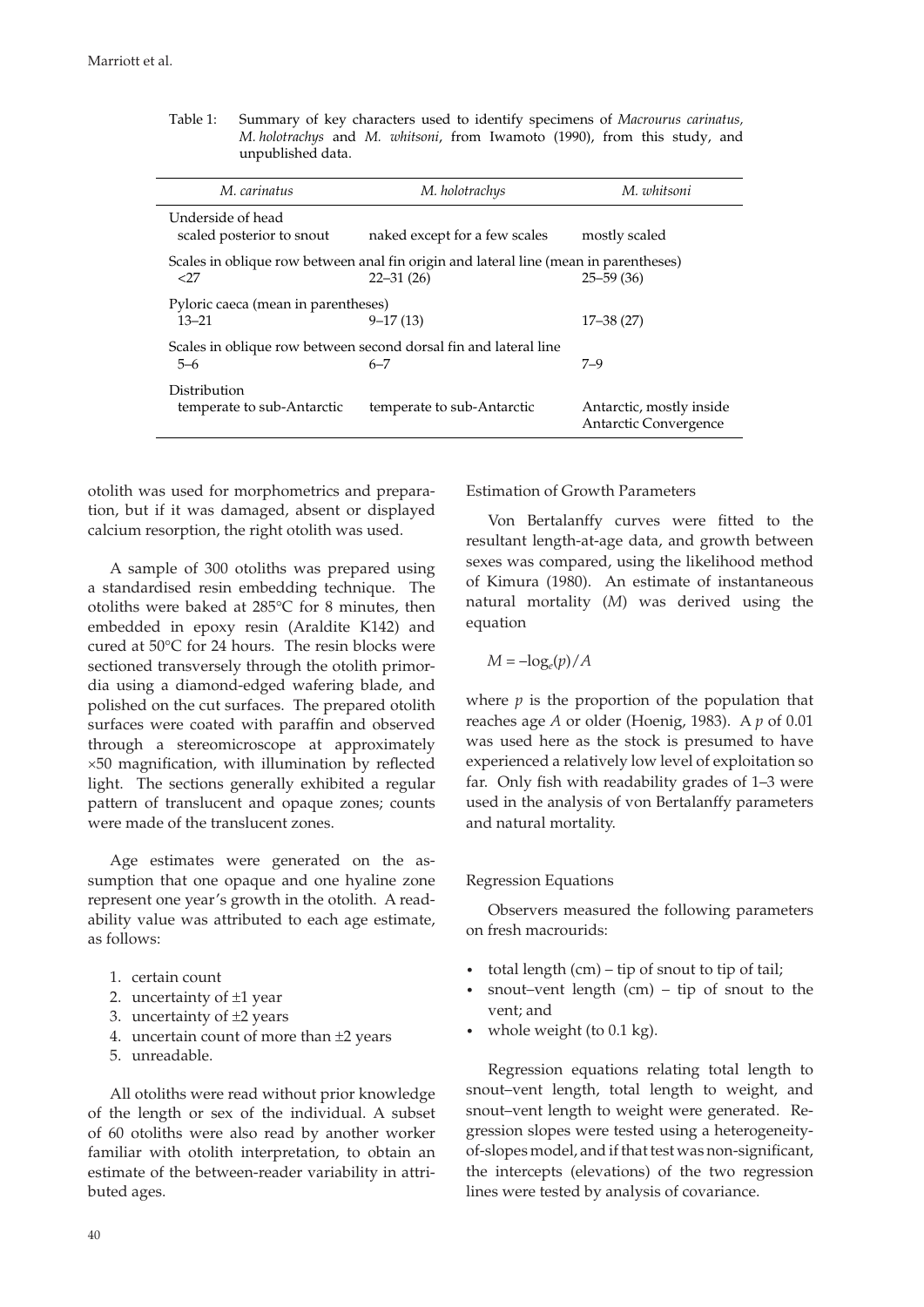Table 1: Summary of key characters used to identify specimens of *Macrourus carinatus, M. holotrachys* and *M. whitsoni*, from Iwamoto (1990), from this study, and unpublished data.

| *M. carinatus* | *M. holotrachys* | *M. whitsoni* |
|---|---|---|
| Underside of head | | |
| scaled posterior to snout | naked except for a few scales | mostly scaled |
| Scales in oblique row between anal fin origin and lateral line (mean in parentheses) | | |
| <27 | 22–31 (26) | 25–59 (36) |
| Pyloric caeca (mean in parentheses) | | |
| 13–21 | 9–17 (13) | 17–38 (27) |
| Scales in oblique row between second dorsal fin and lateral line | | |
| 5–6 | 6–7 | 7–9 |
| Distribution | | |
| temperate to sub-Antarctic | temperate to sub-Antarctic | Antarctic, mostly inside Antarctic Convergence |

otolith was used for morphometrics and preparation, but if it was damaged, absent or displayed calcium resorption, the right otolith was used.

A sample of 300 otoliths was prepared using a standardised resin embedding technique. The otoliths were baked at 285°C for 8 minutes, then embedded in epoxy resin (Araldite K142) and cured at 50°C for 24 hours. The resin blocks were sectioned transversely through the otolith primordia using a diamond-edged wafering blade, and polished on the cut surfaces. The prepared otolith surfaces were coated with paraffin and observed through a stereomicroscope at approximately ×50 magnification, with illumination by reflected light. The sections generally exhibited a regular pattern of translucent and opaque zones; counts were made of the translucent zones.

Age estimates were generated on the assumption that one opaque and one hyaline zone represent one year's growth in the otolith. A readability value was attributed to each age estimate, as follows:

1. certain count
2. uncertainty of ±1 year
3. uncertainty of ±2 years
4. uncertain count of more than ±2 years
5. unreadable.

All otoliths were read without prior knowledge of the length or sex of the individual. A subset of 60 otoliths were also read by another worker familiar with otolith interpretation, to obtain an estimate of the between-reader variability in attributed ages.

### Estimation of Growth Parameters

Von Bertalanffy curves were fitted to the resultant length-at-age data, and growth between sexes was compared, using the likelihood method of Kimura (1980). An estimate of instantaneous natural mortality ($M$) was derived using the equation

$$M = -\log_e(p)/A$$

where $p$ is the proportion of the population that reaches age $A$ or older (Hoenig, 1983). A $p$ of 0.01 was used here as the stock is presumed to have experienced a relatively low level of exploitation so far. Only fish with readability grades of 1–3 were used in the analysis of von Bertalanffy parameters and natural mortality.

### Regression Equations

Observers measured the following parameters on fresh macrourids:

- total length (cm) – tip of snout to tip of tail;
- snout–vent length (cm) – tip of snout to the vent; and
- whole weight (to 0.1 kg).

Regression equations relating total length to snout–vent length, total length to weight, and snout–vent length to weight were generated. Regression slopes were tested using a heterogeneity-of-slopes model, and if that test was non-significant, the intercepts (elevations) of the two regression lines were tested by analysis of covariance.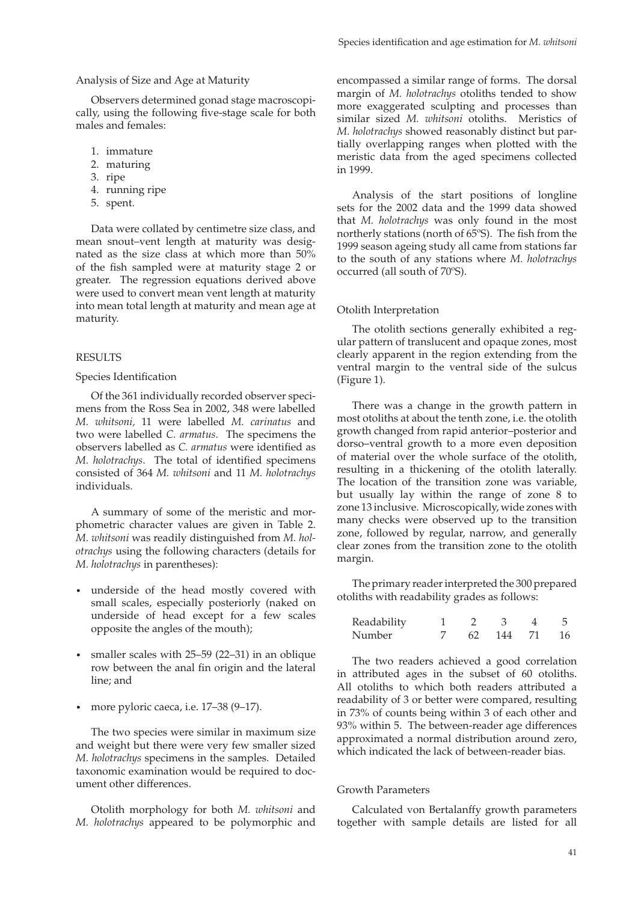### Analysis of Size and Age at Maturity

Observers determined gonad stage macroscopically, using the following five-stage scale for both males and females:

1. immature
2. maturing
3. ripe
4. running ripe
5. spent.

Data were collated by centimetre size class, and mean snout–vent length at maturity was designated as the size class at which more than 50% of the fish sampled were at maturity stage 2 or greater. The regression equations derived above were used to convert mean vent length at maturity into mean total length at maturity and mean age at maturity.

## RESULTS

### Species Identification

Of the 361 individually recorded observer specimens from the Ross Sea in 2002, 348 were labelled *M. whitsoni,* 11 were labelled *M. carinatus* and two were labelled *C. armatus*. The specimens the observers labelled as *C. armatus* were identified as *M. holotrachys*. The total of identified specimens consisted of 364 *M. whitsoni* and 11 *M. holotrachys* individuals.

A summary of some of the meristic and morphometric character values are given in Table 2. *M. whitsoni* was readily distinguished from *M. holotrachys* using the following characters (details for *M. holotrachys* in parentheses):

- underside of the head mostly covered with small scales, especially posteriorly (naked on underside of head except for a few scales opposite the angles of the mouth);
- smaller scales with 25–59 (22–31) in an oblique row between the anal fin origin and the lateral line; and
- more pyloric caeca, i.e. 17–38 (9–17).

The two species were similar in maximum size and weight but there were very few smaller sized *M. holotrachys* specimens in the samples. Detailed taxonomic examination would be required to document other differences.

Otolith morphology for both *M. whitsoni* and *M. holotrachys* appeared to be polymorphic and encompassed a similar range of forms. The dorsal margin of *M. holotrachys* otoliths tended to show more exaggerated sculpting and processes than similar sized *M. whitsoni* otoliths. Meristics of *M. holotrachys* showed reasonably distinct but partially overlapping ranges when plotted with the meristic data from the aged specimens collected in 1999.

Analysis of the start positions of longline sets for the 2002 data and the 1999 data showed that *M. holotrachys* was only found in the most northerly stations (north of 65ºS). The fish from the 1999 season ageing study all came from stations far to the south of any stations where *M. holotrachys* occurred (all south of 70ºS).

### Otolith Interpretation

The otolith sections generally exhibited a regular pattern of translucent and opaque zones, most clearly apparent in the region extending from the ventral margin to the ventral side of the sulcus (Figure 1).

There was a change in the growth pattern in most otoliths at about the tenth zone, i.e. the otolith growth changed from rapid anterior–posterior and dorso–ventral growth to a more even deposition of material over the whole surface of the otolith, resulting in a thickening of the otolith laterally. The location of the transition zone was variable, but usually lay within the range of zone 8 to zone 13 inclusive. Microscopically, wide zones with many checks were observed up to the transition zone, followed by regular, narrow, and generally clear zones from the transition zone to the otolith margin.

The primary reader interpreted the 300 prepared otoliths with readability grades as follows:

| Readability | 1 | 2 | 3 | 4 | 5 |
|---|---|---|---|---|---|
| Number | 7 | 62 | 144 | 71 | 16 |

The two readers achieved a good correlation in attributed ages in the subset of 60 otoliths. All otoliths to which both readers attributed a readability of 3 or better were compared, resulting in 73% of counts being within 3 of each other and 93% within 5. The between-reader age differences approximated a normal distribution around zero, which indicated the lack of between-reader bias.

### Growth Parameters

Calculated von Bertalanffy growth parameters together with sample details are listed for all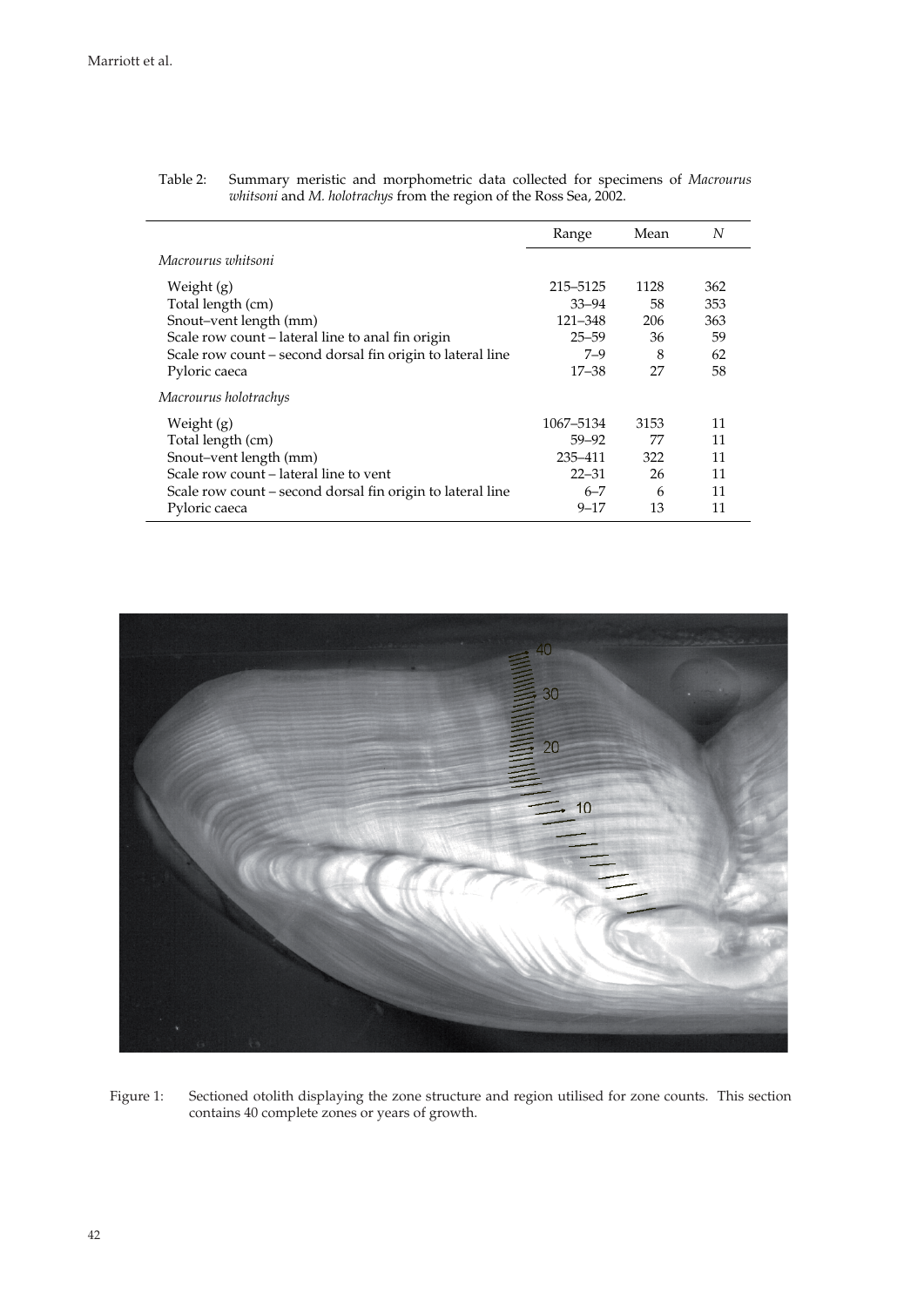Table 2: Summary meristic and morphometric data collected for specimens of *Macrourus whitsoni* and *M. holotrachys* from the region of the Ross Sea, 2002.

| | Range | Mean | *N* |
|---|---|---|---|
| *Macrourus whitsoni* | | | |
| Weight (g) | 215–5125 | 1128 | 362 |
| Total length (cm) | 33–94 | 58 | 353 |
| Snout–vent length (mm) | 121–348 | 206 | 363 |
| Scale row count – lateral line to anal fin origin | 25–59 | 36 | 59 |
| Scale row count – second dorsal fin origin to lateral line | 7–9 | 8 | 62 |
| Pyloric caeca | 17–38 | 27 | 58 |
| *Macrourus holotrachys* | | | |
| Weight (g) | 1067–5134 | 3153 | 11 |
| Total length (cm) | 59–92 | 77 | 11 |
| Snout–vent length (mm) | 235–411 | 322 | 11 |
| Scale row count – lateral line to vent | 22–31 | 26 | 11 |
| Scale row count – second dorsal fin origin to lateral line | 6–7 | 6 | 11 |
| Pyloric caeca | 9–17 | 13 | 11 |

Figure 1: Sectioned otolith displaying the zone structure and region utilised for zone counts. This section contains 40 complete zones or years of growth.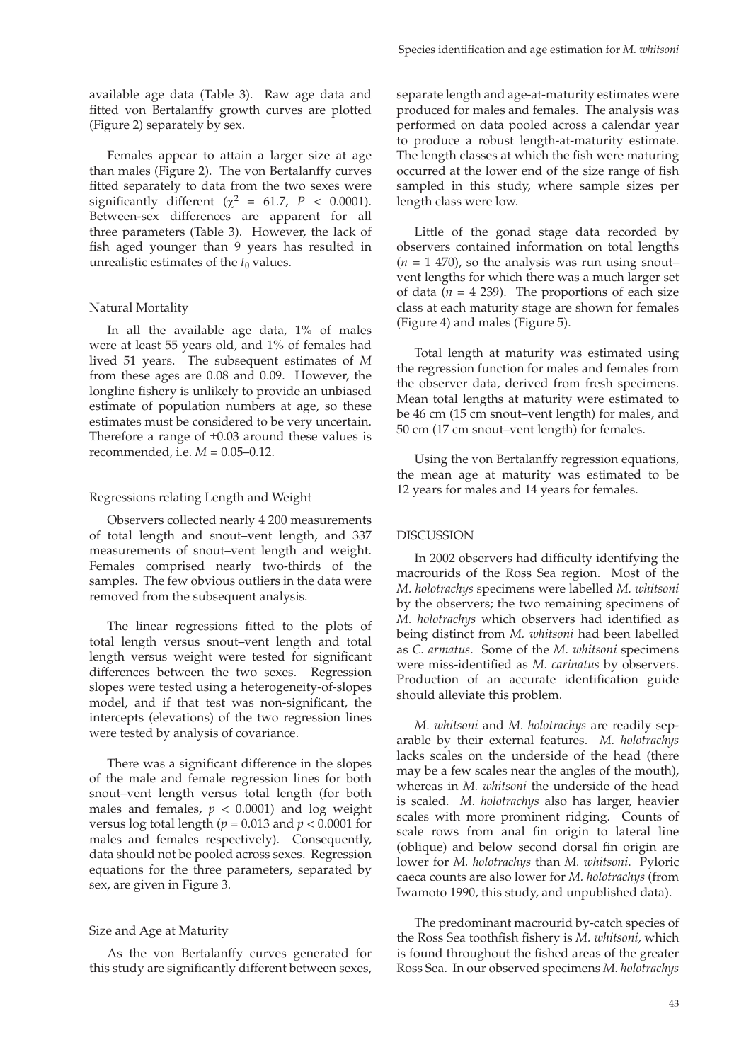available age data (Table 3). Raw age data and fitted von Bertalanffy growth curves are plotted (Figure 2) separately by sex.

Females appear to attain a larger size at age than males (Figure 2). The von Bertalanffy curves fitted separately to data from the two sexes were significantly different ($\chi^2 = 61.7$, $P < 0.0001$). Between-sex differences are apparent for all three parameters (Table 3). However, the lack of fish aged younger than 9 years has resulted in unrealistic estimates of the $t_0$ values.

### Natural Mortality

In all the available age data, 1% of males were at least 55 years old, and 1% of females had lived 51 years. The subsequent estimates of *M* from these ages are 0.08 and 0.09. However, the longline fishery is unlikely to provide an unbiased estimate of population numbers at age, so these estimates must be considered to be very uncertain. Therefore a range of ±0.03 around these values is recommended, i.e. $M = 0.05–0.12$.

### Regressions relating Length and Weight

Observers collected nearly 4 200 measurements of total length and snout–vent length, and 337 measurements of snout–vent length and weight. Females comprised nearly two-thirds of the samples. The few obvious outliers in the data were removed from the subsequent analysis.

The linear regressions fitted to the plots of total length versus snout–vent length and total length versus weight were tested for significant differences between the two sexes. Regression slopes were tested using a heterogeneity-of-slopes model, and if that test was non-significant, the intercepts (elevations) of the two regression lines were tested by analysis of covariance.

There was a significant difference in the slopes of the male and female regression lines for both snout–vent length versus total length (for both males and females, $p < 0.0001$) and log weight versus log total length ($p = 0.013$ and $p < 0.0001$ for males and females respectively). Consequently, data should not be pooled across sexes. Regression equations for the three parameters, separated by sex, are given in Figure 3.

### Size and Age at Maturity

As the von Bertalanffy curves generated for this study are significantly different between sexes, separate length and age-at-maturity estimates were produced for males and females. The analysis was performed on data pooled across a calendar year to produce a robust length-at-maturity estimate. The length classes at which the fish were maturing occurred at the lower end of the size range of fish sampled in this study, where sample sizes per length class were low.

Little of the gonad stage data recorded by observers contained information on total lengths ($n = 1\,470$), so the analysis was run using snout–vent lengths for which there was a much larger set of data ($n = 4\,239$). The proportions of each size class at each maturity stage are shown for females (Figure 4) and males (Figure 5).

Total length at maturity was estimated using the regression function for males and females from the observer data, derived from fresh specimens. Mean total lengths at maturity were estimated to be 46 cm (15 cm snout–vent length) for males, and 50 cm (17 cm snout–vent length) for females.

Using the von Bertalanffy regression equations, the mean age at maturity was estimated to be 12 years for males and 14 years for females.

## DISCUSSION

In 2002 observers had difficulty identifying the macrourids of the Ross Sea region. Most of the *M. holotrachys* specimens were labelled *M. whitsoni* by the observers; the two remaining specimens of *M. holotrachys* which observers had identified as being distinct from *M. whitsoni* had been labelled as *C. armatus*. Some of the *M. whitsoni* specimens were miss-identified as *M. carinatus* by observers. Production of an accurate identification guide should alleviate this problem.

*M. whitsoni* and *M. holotrachys* are readily separable by their external features. *M. holotrachys* lacks scales on the underside of the head (there may be a few scales near the angles of the mouth), whereas in *M. whitsoni* the underside of the head is scaled. *M. holotrachys* also has larger, heavier scales with more prominent ridging. Counts of scale rows from anal fin origin to lateral line (oblique) and below second dorsal fin origin are lower for *M. holotrachys* than *M. whitsoni*. Pyloric caeca counts are also lower for *M. holotrachys* (from Iwamoto 1990, this study, and unpublished data).

The predominant macrourid by-catch species of the Ross Sea toothfish fishery is *M. whitsoni*, which is found throughout the fished areas of the greater Ross Sea. In our observed specimens *M. holotrachys*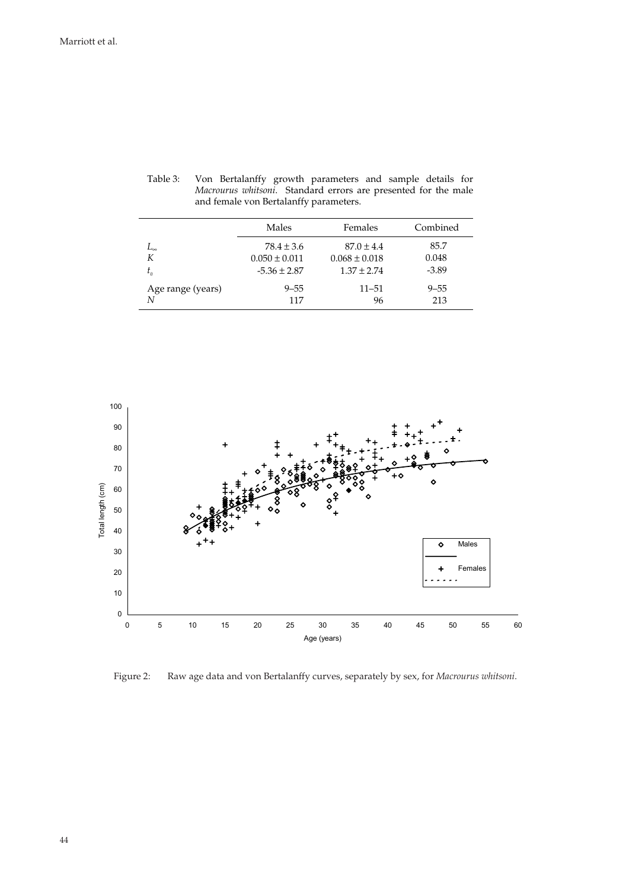Table 3: Von Bertalanffy growth parameters and sample details for *Macrourus whitsoni*. Standard errors are presented for the male and female von Bertalanffy parameters.

| | Males | Females | Combined |
|---|---|---|---|
| $L_\infty$ | 78.4 ± 3.6 | 87.0 ± 4.4 | 85.7 |
| $K$ | 0.050 ± 0.011 | 0.068 ± 0.018 | 0.048 |
| $t_0$ | -5.36 ± 2.87 | 1.37 ± 2.74 | -3.89 |
| Age range (years) | 9–55 | 11–51 | 9–55 |
| $N$ | 117 | 96 | 213 |

Figure 2: Raw age data and von Bertalanffy curves, separately by sex, for *Macrourus whitsoni*.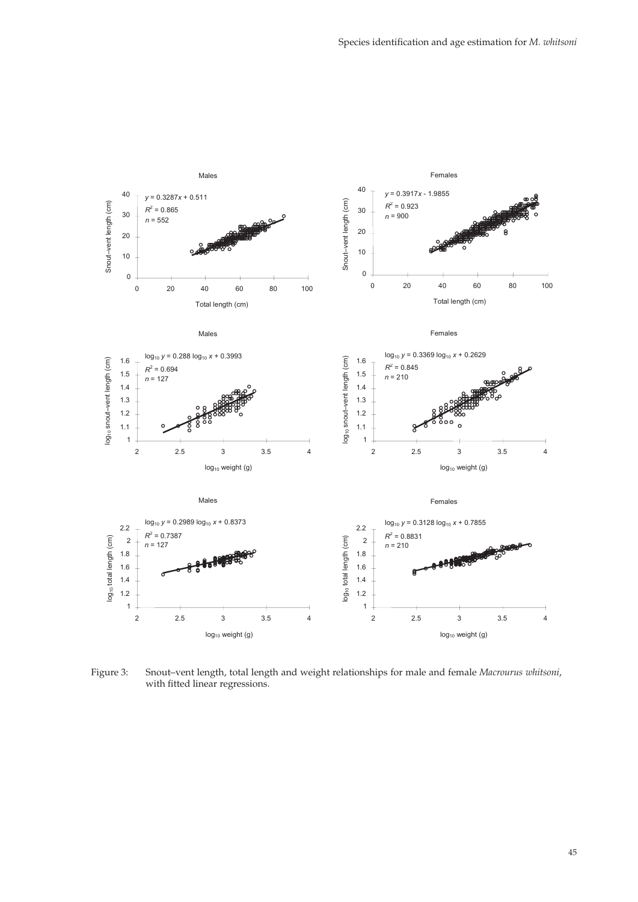Males

$y = 0.3287x + 0.511$
$R^2 = 0.865$
$n = 552$

Females

$y = 0.3917x - 1.9855$
$R^2 = 0.923$
$n = 900$

Males

$\log_{10} y = 0.288 \log_{10} x + 0.3993$
$R^2 = 0.694$
$n = 127$

Females

$\log_{10} y = 0.3369 \log_{10} x + 0.2629$
$R^2 = 0.845$
$n = 210$

Males

$\log_{10} y = 0.2989 \log_{10} x + 0.8373$
$R^2 = 0.7387$
$n = 127$

Females

$\log_{10} y = 0.3128 \log_{10} x + 0.7855$
$R^2 = 0.8831$
$n = 210$

Figure 3: Snout–vent length, total length and weight relationships for male and female *Macrourus whitsoni*, with fitted linear regressions.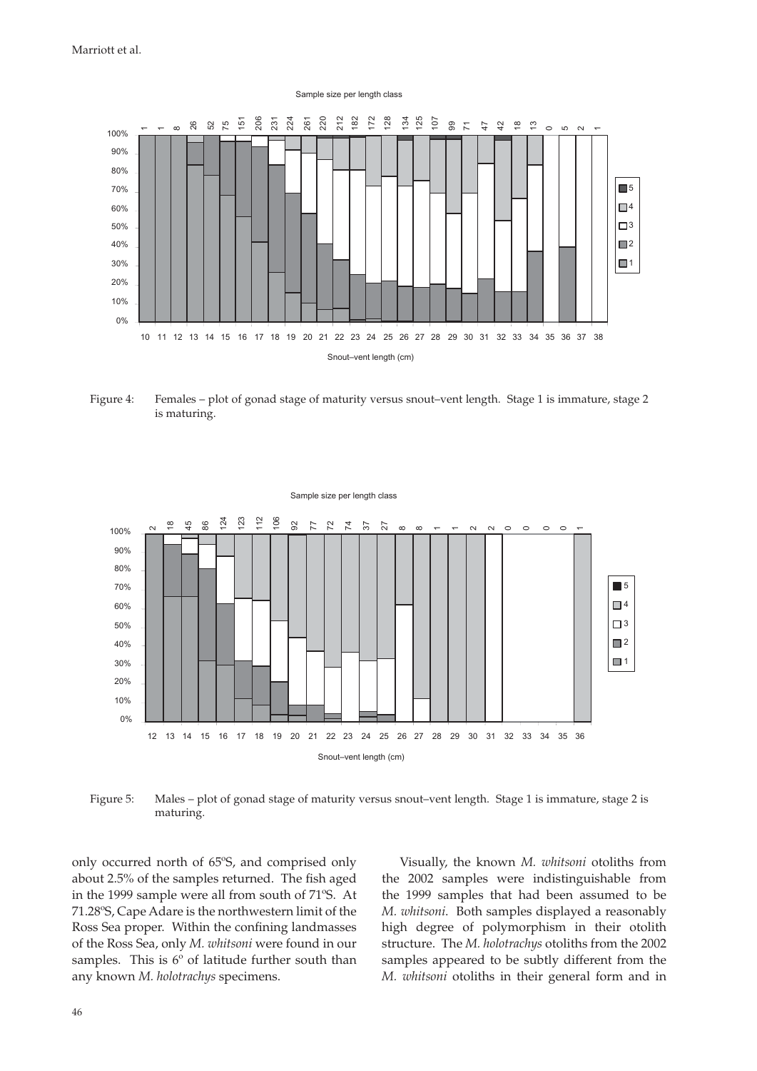Figure 4: Females – plot of gonad stage of maturity versus snout–vent length. Stage 1 is immature, stage 2 is maturing.

Figure 5: Males – plot of gonad stage of maturity versus snout–vent length. Stage 1 is immature, stage 2 is maturing.

only occurred north of 65ºS, and comprised only about 2.5% of the samples returned. The fish aged in the 1999 sample were all from south of 71ºS. At 71.28ºS, Cape Adare is the northwestern limit of the Ross Sea proper. Within the confining landmasses of the Ross Sea, only *M. whitsoni* were found in our samples. This is 6º of latitude further south than any known *M. holotrachys* specimens.

Visually, the known *M. whitsoni* otoliths from the 2002 samples were indistinguishable from the 1999 samples that had been assumed to be *M. whitsoni*. Both samples displayed a reasonably high degree of polymorphism in their otolith structure. The *M. holotrachys* otoliths from the 2002 samples appeared to be subtly different from the *M. whitsoni* otoliths in their general form and in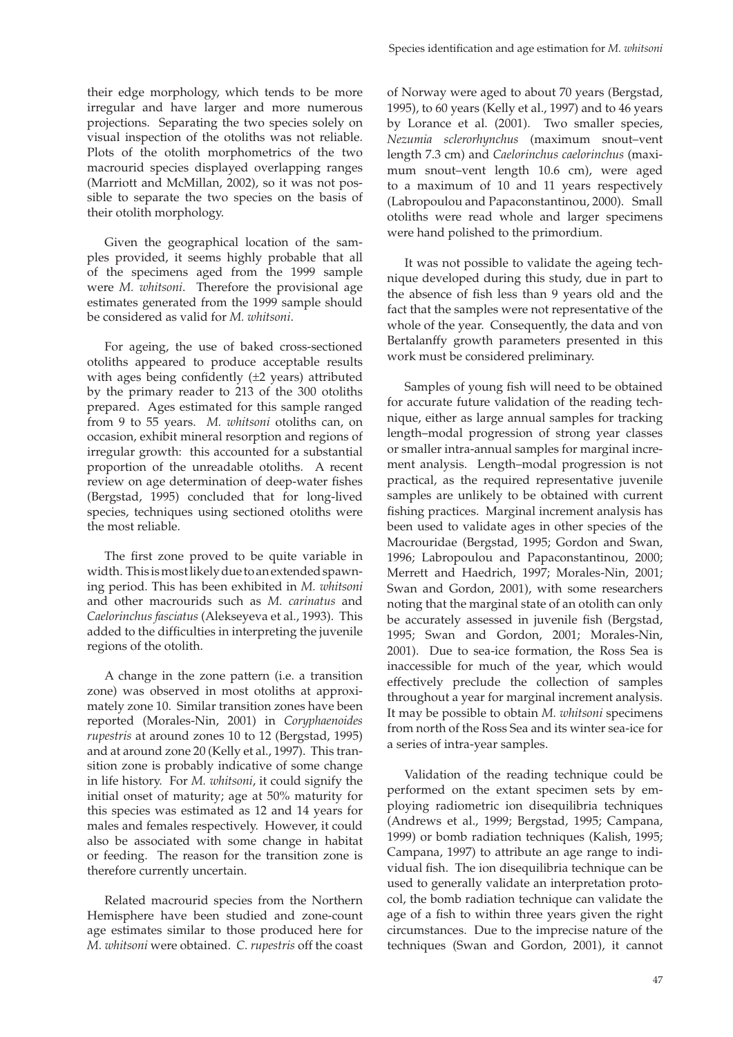their edge morphology, which tends to be more irregular and have larger and more numerous projections. Separating the two species solely on visual inspection of the otoliths was not reliable. Plots of the otolith morphometrics of the two macrourid species displayed overlapping ranges (Marriott and McMillan, 2002), so it was not possible to separate the two species on the basis of their otolith morphology.

Given the geographical location of the samples provided, it seems highly probable that all of the specimens aged from the 1999 sample were *M. whitsoni*. Therefore the provisional age estimates generated from the 1999 sample should be considered as valid for *M. whitsoni*.

For ageing, the use of baked cross-sectioned otoliths appeared to produce acceptable results with ages being confidently (±2 years) attributed by the primary reader to 213 of the 300 otoliths prepared. Ages estimated for this sample ranged from 9 to 55 years. *M. whitsoni* otoliths can, on occasion, exhibit mineral resorption and regions of irregular growth: this accounted for a substantial proportion of the unreadable otoliths. A recent review on age determination of deep-water fishes (Bergstad, 1995) concluded that for long-lived species, techniques using sectioned otoliths were the most reliable.

The first zone proved to be quite variable in width. This is most likely due to an extended spawning period. This has been exhibited in *M. whitsoni* and other macrourids such as *M. carinatus* and *Caelorinchus fasciatus* (Alekseyeva et al., 1993). This added to the difficulties in interpreting the juvenile regions of the otolith.

A change in the zone pattern (i.e. a transition zone) was observed in most otoliths at approximately zone 10. Similar transition zones have been reported (Morales-Nin, 2001) in *Coryphaenoides rupestris* at around zones 10 to 12 (Bergstad, 1995) and at around zone 20 (Kelly et al., 1997). This transition zone is probably indicative of some change in life history. For *M. whitsoni*, it could signify the initial onset of maturity; age at 50% maturity for this species was estimated as 12 and 14 years for males and females respectively. However, it could also be associated with some change in habitat or feeding. The reason for the transition zone is therefore currently uncertain.

Related macrourid species from the Northern Hemisphere have been studied and zone-count age estimates similar to those produced here for *M. whitsoni* were obtained. *C. rupestris* off the coast of Norway were aged to about 70 years (Bergstad, 1995), to 60 years (Kelly et al., 1997) and to 46 years by Lorance et al. (2001). Two smaller species, *Nezumia sclerorhynchus* (maximum snout–vent length 7.3 cm) and *Caelorinchus caelorinchus* (maximum snout–vent length 10.6 cm), were aged to a maximum of 10 and 11 years respectively (Labropoulou and Papaconstantinou, 2000). Small otoliths were read whole and larger specimens were hand polished to the primordium.

It was not possible to validate the ageing technique developed during this study, due in part to the absence of fish less than 9 years old and the fact that the samples were not representative of the whole of the year. Consequently, the data and von Bertalanffy growth parameters presented in this work must be considered preliminary.

Samples of young fish will need to be obtained for accurate future validation of the reading technique, either as large annual samples for tracking length–modal progression of strong year classes or smaller intra-annual samples for marginal increment analysis. Length–modal progression is not practical, as the required representative juvenile samples are unlikely to be obtained with current fishing practices. Marginal increment analysis has been used to validate ages in other species of the Macrouridae (Bergstad, 1995; Gordon and Swan, 1996; Labropoulou and Papaconstantinou, 2000; Merrett and Haedrich, 1997; Morales-Nin, 2001; Swan and Gordon, 2001), with some researchers noting that the marginal state of an otolith can only be accurately assessed in juvenile fish (Bergstad, 1995; Swan and Gordon, 2001; Morales-Nin, 2001). Due to sea-ice formation, the Ross Sea is inaccessible for much of the year, which would effectively preclude the collection of samples throughout a year for marginal increment analysis. It may be possible to obtain *M. whitsoni* specimens from north of the Ross Sea and its winter sea-ice for a series of intra-year samples.

Validation of the reading technique could be performed on the extant specimen sets by employing radiometric ion disequilibria techniques (Andrews et al., 1999; Bergstad, 1995; Campana, 1999) or bomb radiation techniques (Kalish, 1995; Campana, 1997) to attribute an age range to individual fish. The ion disequilibria technique can be used to generally validate an interpretation protocol, the bomb radiation technique can validate the age of a fish to within three years given the right circumstances. Due to the imprecise nature of the techniques (Swan and Gordon, 2001), it cannot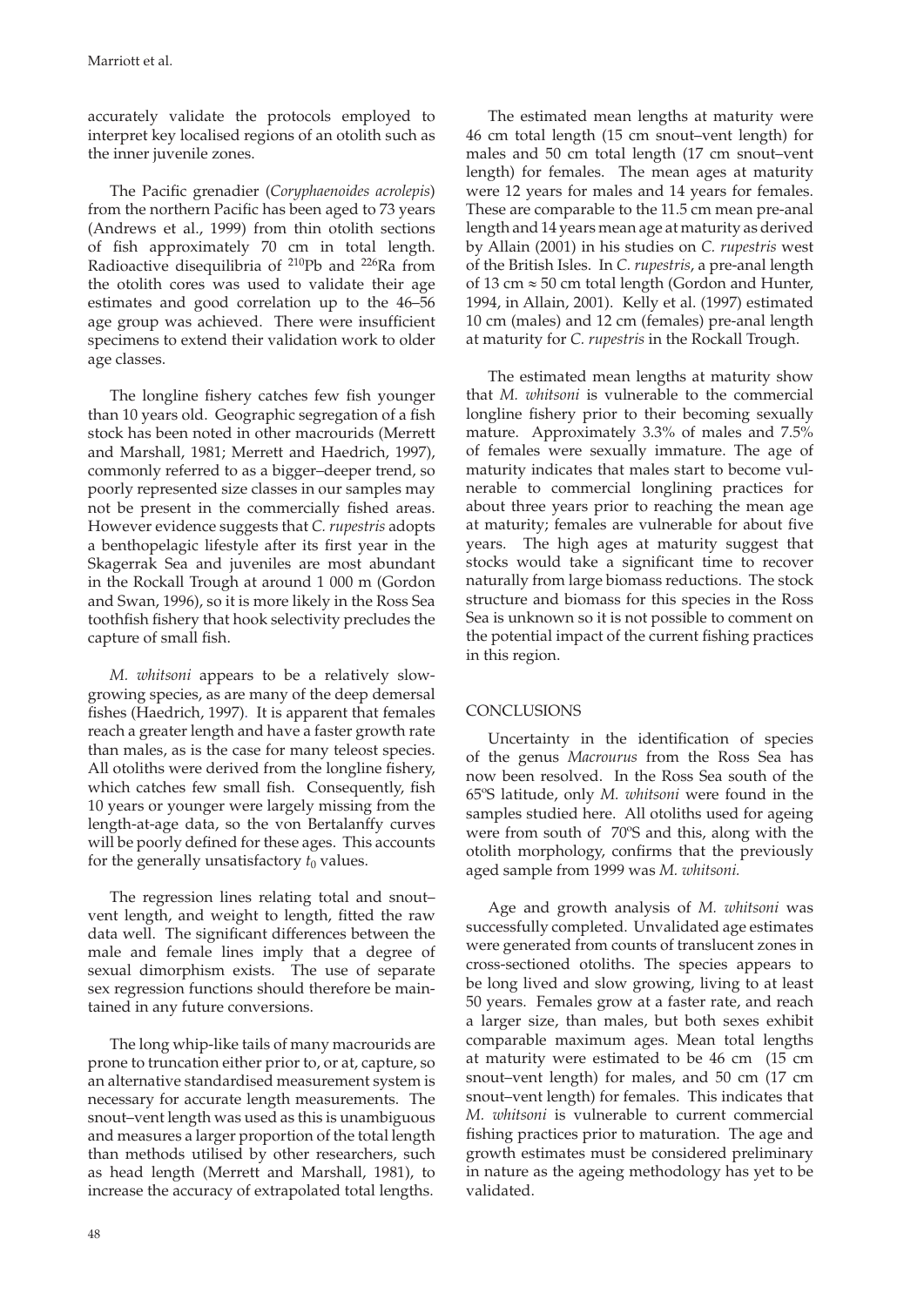accurately validate the protocols employed to interpret key localised regions of an otolith such as the inner juvenile zones.

The Pacific grenadier (*Coryphaenoides acrolepis*) from the northern Pacific has been aged to 73 years (Andrews et al., 1999) from thin otolith sections of fish approximately 70 cm in total length. Radioactive disequilibria of $^{210}Pb$ and $^{226}Ra$ from the otolith cores was used to validate their age estimates and good correlation up to the 46–56 age group was achieved. There were insufficient specimens to extend their validation work to older age classes.

The longline fishery catches few fish younger than 10 years old. Geographic segregation of a fish stock has been noted in other macrourids (Merrett and Marshall, 1981; Merrett and Haedrich, 1997), commonly referred to as a bigger–deeper trend, so poorly represented size classes in our samples may not be present in the commercially fished areas. However evidence suggests that *C. rupestris* adopts a benthopelagic lifestyle after its first year in the Skagerrak Sea and juveniles are most abundant in the Rockall Trough at around 1 000 m (Gordon and Swan, 1996), so it is more likely in the Ross Sea toothfish fishery that hook selectivity precludes the capture of small fish.

*M. whitsoni* appears to be a relatively slow-growing species, as are many of the deep demersal fishes (Haedrich, 1997). It is apparent that females reach a greater length and have a faster growth rate than males, as is the case for many teleost species. All otoliths were derived from the longline fishery, which catches few small fish. Consequently, fish 10 years or younger were largely missing from the length-at-age data, so the von Bertalanffy curves will be poorly defined for these ages. This accounts for the generally unsatisfactory $t_0$ values.

The regression lines relating total and snout–vent length, and weight to length, fitted the raw data well. The significant differences between the male and female lines imply that a degree of sexual dimorphism exists. The use of separate sex regression functions should therefore be maintained in any future conversions.

The long whip-like tails of many macrourids are prone to truncation either prior to, or at, capture, so an alternative standardised measurement system is necessary for accurate length measurements. The snout–vent length was used as this is unambiguous and measures a larger proportion of the total length than methods utilised by other researchers, such as head length (Merrett and Marshall, 1981), to increase the accuracy of extrapolated total lengths.

The estimated mean lengths at maturity were 46 cm total length (15 cm snout–vent length) for males and 50 cm total length (17 cm snout–vent length) for females. The mean ages at maturity were 12 years for males and 14 years for females. These are comparable to the 11.5 cm mean pre-anal length and 14 years mean age at maturity as derived by Allain (2001) in his studies on *C. rupestris* west of the British Isles. In *C. rupestris*, a pre-anal length of 13 cm ≈ 50 cm total length (Gordon and Hunter, 1994, in Allain, 2001). Kelly et al. (1997) estimated 10 cm (males) and 12 cm (females) pre-anal length at maturity for *C. rupestris* in the Rockall Trough.

The estimated mean lengths at maturity show that *M. whitsoni* is vulnerable to the commercial longline fishery prior to their becoming sexually mature. Approximately 3.3% of males and 7.5% of females were sexually immature. The age of maturity indicates that males start to become vulnerable to commercial longlining practices for about three years prior to reaching the mean age at maturity; females are vulnerable for about five years. The high ages at maturity suggest that stocks would take a significant time to recover naturally from large biomass reductions. The stock structure and biomass for this species in the Ross Sea is unknown so it is not possible to comment on the potential impact of the current fishing practices in this region.

## CONCLUSIONS

Uncertainty in the identification of species of the genus *Macrourus* from the Ross Sea has now been resolved. In the Ross Sea south of the 65ºS latitude, only *M. whitsoni* were found in the samples studied here. All otoliths used for ageing were from south of 70ºS and this, along with the otolith morphology, confirms that the previously aged sample from 1999 was *M. whitsoni.*

Age and growth analysis of *M. whitsoni* was successfully completed. Unvalidated age estimates were generated from counts of translucent zones in cross-sectioned otoliths. The species appears to be long lived and slow growing, living to at least 50 years. Females grow at a faster rate, and reach a larger size, than males, but both sexes exhibit comparable maximum ages. Mean total lengths at maturity were estimated to be 46 cm (15 cm snout–vent length) for males, and 50 cm (17 cm snout–vent length) for females. This indicates that *M. whitsoni* is vulnerable to current commercial fishing practices prior to maturation. The age and growth estimates must be considered preliminary in nature as the ageing methodology has yet to be validated.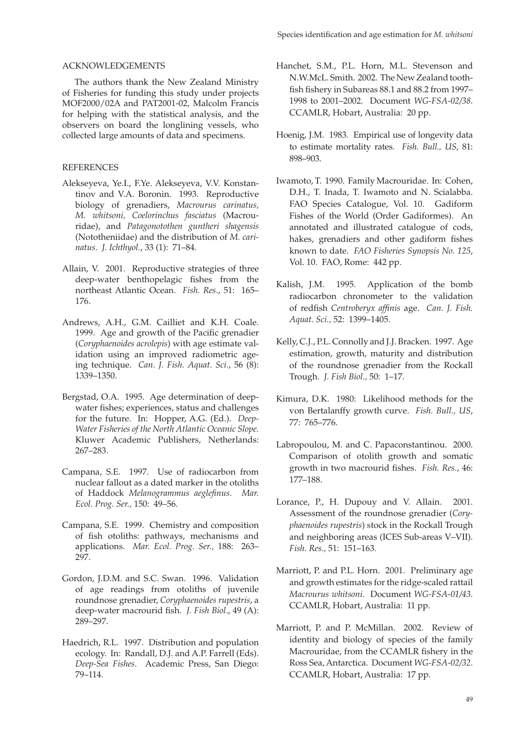## ACKNOWLEDGEMENTS

The authors thank the New Zealand Ministry of Fisheries for funding this study under projects MOF2000/02A and PAT2001-02, Malcolm Francis for helping with the statistical analysis, and the observers on board the longlining vessels, who collected large amounts of data and specimens.

## REFERENCES

Alekseyeva, Ye.I., F.Ye. Alekseyeva, V.V. Konstantinov and V.A. Boronin. 1993. Reproductive biology of grenadiers, *Macrourus carinatus, M. whitsoni, Coelorinchus fasciatus* (Macrouridae), and *Patagonotothen guntheri shagensis* (Nototheniidae) and the distribution of *M. carinatus*. *J. Ichthyol.*, 33 (1): 71–84.

Allain, V. 2001. Reproductive strategies of three deep-water benthopelagic fishes from the northeast Atlantic Ocean. *Fish. Res.*, 51: 165–176.

Andrews, A.H., G.M. Cailliet and K.H. Coale. 1999. Age and growth of the Pacific grenadier (*Coryphaenoides acrolepis*) with age estimate validation using an improved radiometric ageing technique. *Can. J. Fish. Aquat. Sci*., 56 (8): 1339–1350.

Bergstad, O.A. 1995. Age determination of deep-water fishes; experiences, status and challenges for the future. In: Hopper, A.G. (Ed.). *Deep-Water Fisheries of the North Atlantic Oceanic Slope.* Kluwer Academic Publishers, Netherlands: 267–283.

Campana, S.E. 1997. Use of radiocarbon from nuclear fallout as a dated marker in the otoliths of Haddock *Melanogrammus aeglefinus*. *Mar. Ecol. Prog. Ser.,* 150: 49–56.

Campana, S.E. 1999. Chemistry and composition of fish otoliths: pathways, mechanisms and applications. *Mar. Ecol. Prog. Ser.,* 188: 263–297.

Gordon, J.D.M. and S.C. Swan. 1996. Validation of age readings from otoliths of juvenile roundnose grenadier, *Coryphaenoides rupestris*, a deep-water macrourid fish. *J. Fish Biol*., 49 (A): 289–297.

Haedrich, R.L. 1997. Distribution and population ecology. In: Randall, D.J. and A.P. Farrell (Eds). *Deep-Sea Fishes*. Academic Press, San Diego: 79–114.

Hanchet, S.M., P.L. Horn, M.L. Stevenson and N.W.McL. Smith. 2002. The New Zealand toothfish fishery in Subareas 88.1 and 88.2 from 1997–1998 to 2001–2002. Document *WG-FSA-02/38*. CCAMLR, Hobart, Australia: 20 pp.

Hoenig, J.M. 1983. Empirical use of longevity data to estimate mortality rates. *Fish. Bull., US*, 81: 898–903.

Iwamoto, T. 1990. Family Macrouridae. In: Cohen, D.H., T. Inada, T. Iwamoto and N. Scialabba. FAO Species Catalogue, Vol. 10. Gadiform Fishes of the World (Order Gadiformes). An annotated and illustrated catalogue of cods, hakes, grenadiers and other gadiform fishes known to date. *FAO Fisheries Synopsis No. 125*, Vol. 10. FAO, Rome: 442 pp.

Kalish, J.M. 1995. Application of the bomb radiocarbon chronometer to the validation of redfish *Centroberyx affinis* age. *Can. J. Fish. Aquat. Sci.,* 52: 1399–1405.

Kelly, C.J., P.L. Connolly and J.J. Bracken. 1997. Age estimation, growth, maturity and distribution of the roundnose grenadier from the Rockall Trough. *J. Fish Biol.,* 50: 1–17.

Kimura, D.K. 1980: Likelihood methods for the von Bertalanffy growth curve. *Fish. Bull., US*, 77: 765–776.

Labropoulou, M. and C. Papaconstantinou. 2000. Comparison of otolith growth and somatic growth in two macrourid fishes. *Fish. Res.*, 46: 177–188.

Lorance, P., H. Dupouy and V. Allain. 2001. Assessment of the roundnose grenadier (*Coryphaenoides rupestris*) stock in the Rockall Trough and neighboring areas (ICES Sub-areas V–VII). *Fish. Res.,* 51: 151–163.

Marriott, P. and P.L. Horn. 2001. Preliminary age and growth estimates for the ridge-scaled rattail *Macrourus whitsoni*. Document *WG-FSA-01/43*. CCAMLR, Hobart, Australia: 11 pp.

Marriott, P. and P. McMillan. 2002. Review of identity and biology of species of the family Macrouridae, from the CCAMLR fishery in the Ross Sea, Antarctica. Document *WG-FSA-02/32*. CCAMLR, Hobart, Australia: 17 pp.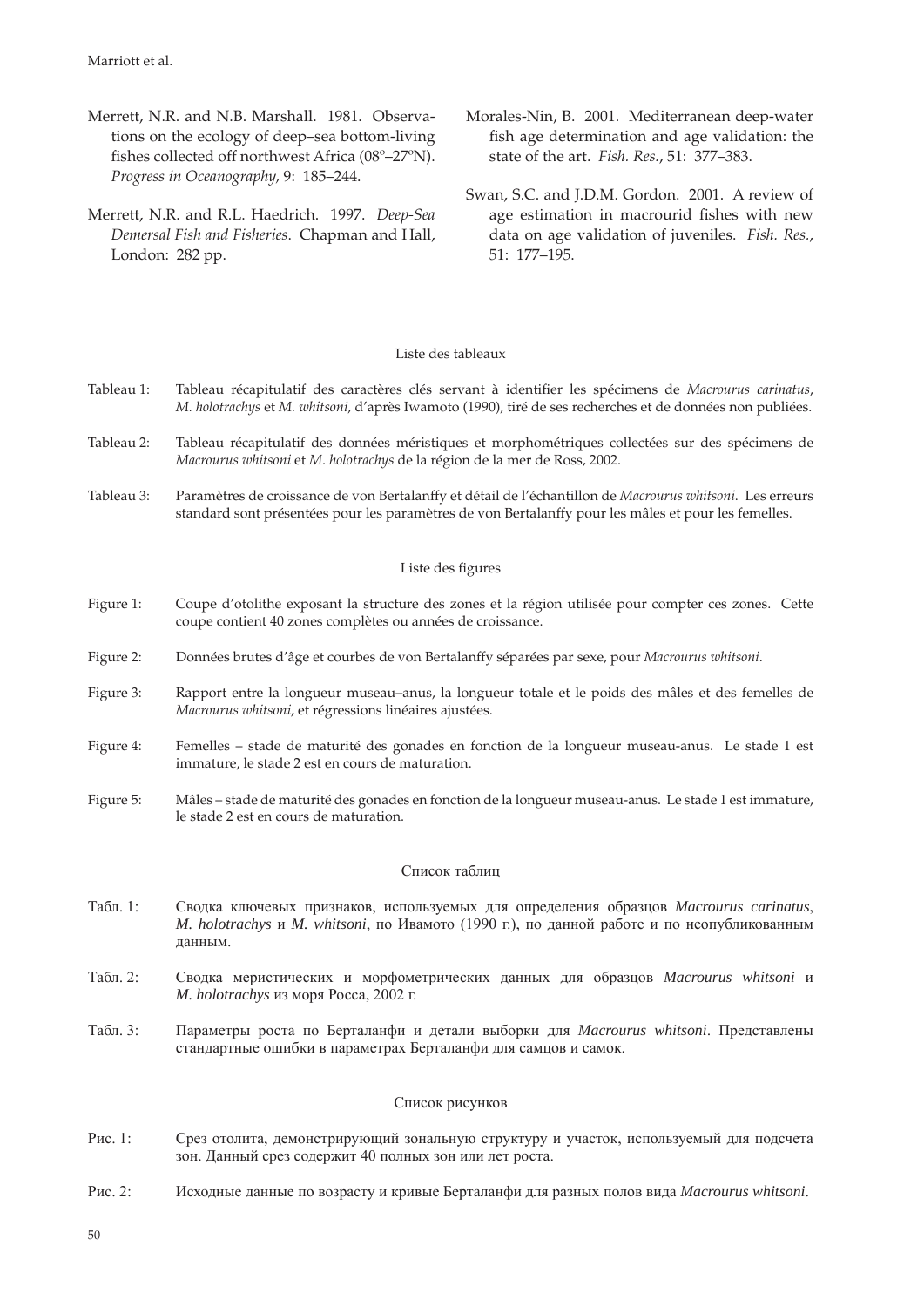Merrett, N.R. and N.B. Marshall. 1981. Observations on the ecology of deep–sea bottom-living fishes collected off northwest Africa (08º–27ºN). *Progress in Oceanography*, 9: 185–244.

Merrett, N.R. and R.L. Haedrich. 1997. *Deep-Sea Demersal Fish and Fisheries*. Chapman and Hall, London: 282 pp.

Morales-Nin, B. 2001. Mediterranean deep-water fish age determination and age validation: the state of the art. *Fish. Res.*, 51: 377–383.

Swan, S.C. and J.D.M. Gordon. 2001. A review of age estimation in macrourid fishes with new data on age validation of juveniles. *Fish. Res.*, 51: 177–195.

## Liste des tableaux

Tableau 1: Tableau récapitulatif des caractères clés servant à identifier les spécimens de *Macrourus carinatus*, *M. holotrachys* et *M. whitsoni*, d'après Iwamoto (1990), tiré de ses recherches et de données non publiées.

Tableau 2: Tableau récapitulatif des données méristiques et morphométriques collectées sur des spécimens de *Macrourus whitsoni* et *M. holotrachys* de la région de la mer de Ross, 2002.

Tableau 3: Paramètres de croissance de von Bertalanffy et détail de l'échantillon de *Macrourus whitsoni*. Les erreurs standard sont présentées pour les paramètres de von Bertalanffy pour les mâles et pour les femelles.

## Liste des figures

Figure 1: Coupe d'otolithe exposant la structure des zones et la région utilisée pour compter ces zones. Cette coupe contient 40 zones complètes ou années de croissance.

Figure 2: Données brutes d'âge et courbes de von Bertalanffy séparées par sexe, pour *Macrourus whitsoni*.

Figure 3: Rapport entre la longueur museau–anus, la longueur totale et le poids des mâles et des femelles de *Macrourus whitsoni*, et régressions linéaires ajustées.

Figure 4: Femelles – stade de maturité des gonades en fonction de la longueur museau-anus. Le stade 1 est immature, le stade 2 est en cours de maturation.

Figure 5: Mâles – stade de maturité des gonades en fonction de la longueur museau-anus. Le stade 1 est immature, le stade 2 est en cours de maturation.

## Список таблиц

Табл. 1: Сводка ключевых признаков, используемых для определения образцов *Macrourus carinatus*, *M. holotrachys* и *M. whitsoni*, по Ивамото (1990 г.), по данной работе и по неопубликованным данным.

Табл. 2: Сводка меристических и морфометрических данных для образцов *Macrourus whitsoni* и *M. holotrachys* из моря Росса, 2002 г.

Табл. 3: Параметры роста по Берталанфи и детали выборки для *Macrourus whitsoni*. Представлены стандартные ошибки в параметрах Берталанфи для самцов и самок.

## Список рисунков

Рис. 1: Срез отолита, демонстрирующий зональную структуру и участок, используемый для подсчета зон. Данный срез содержит 40 полных зон или лет роста.

Рис. 2: Исходные данные по возрасту и кривые Берталанфи для разных полов вида *Macrourus whitsoni*.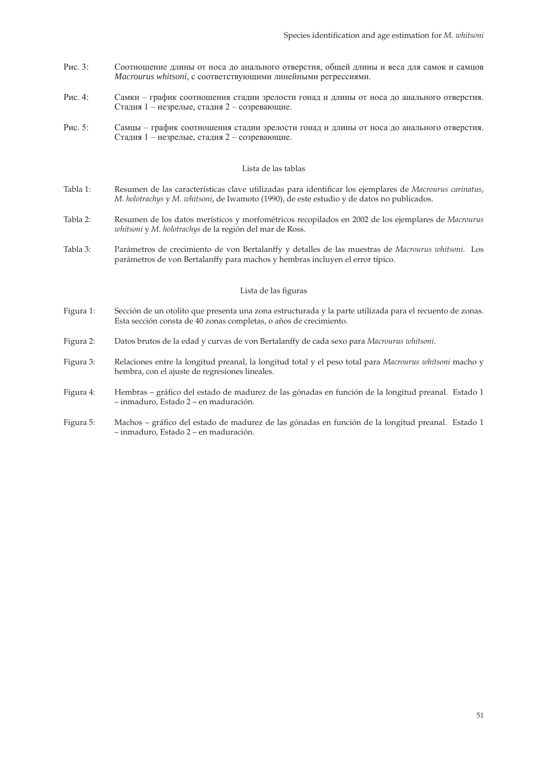Рис. 3: Соотношение длины от носа до анального отверстия, общей длины и веса для самок и самцов *Macrourus whitsoni*, с соответствующими линейными регрессиями.

Рис. 4: Самки – график соотношения стадии зрелости гонад и длины от носа до анального отверстия. Стадия 1 – незрелые, стадия 2 – созревающие.

Рис. 5: Самцы – график соотношения стадии зрелости гонад и длины от носа до анального отверстия. Стадия 1 – незрелые, стадия 2 – созревающие.

## Lista de las tablas

Tabla 1: Resumen de las características clave utilizadas para identificar los ejemplares de *Macrourus carinatus*, *M. holotrachys* y *M. whitsoni*, de Iwamoto (1990), de este estudio y de datos no publicados.

Tabla 2: Resumen de los datos merísticos y morfométricos recopilados en 2002 de los ejemplares de *Macrourus whitsoni* y *M. holotrachys* de la región del mar de Ross.

Tabla 3: Parámetros de crecimiento de von Bertalanffy y detalles de las muestras de *Macrourus whitsoni*. Los parámetros de von Bertalanffy para machos y hembras incluyen el error típico.

## Lista de las figuras

Figura 1: Sección de un otolito que presenta una zona estructurada y la parte utilizada para el recuento de zonas. Esta sección consta de 40 zonas completas, o años de crecimiento.

Figura 2: Datos brutos de la edad y curvas de von Bertalanffy de cada sexo para *Macrourus whitsoni*.

Figura 3: Relaciones entre la longitud preanal, la longitud total y el peso total para *Macrourus whitsoni* macho y hembra, con el ajuste de regresiones lineales.

Figura 4: Hembras – gráfico del estado de madurez de las gónadas en función de la longitud preanal. Estado 1 – inmaduro, Estado 2 – en maduración.

Figura 5: Machos – gráfico del estado de madurez de las gónadas en función de la longitud preanal. Estado 1 – inmaduro, Estado 2 – en maduración.